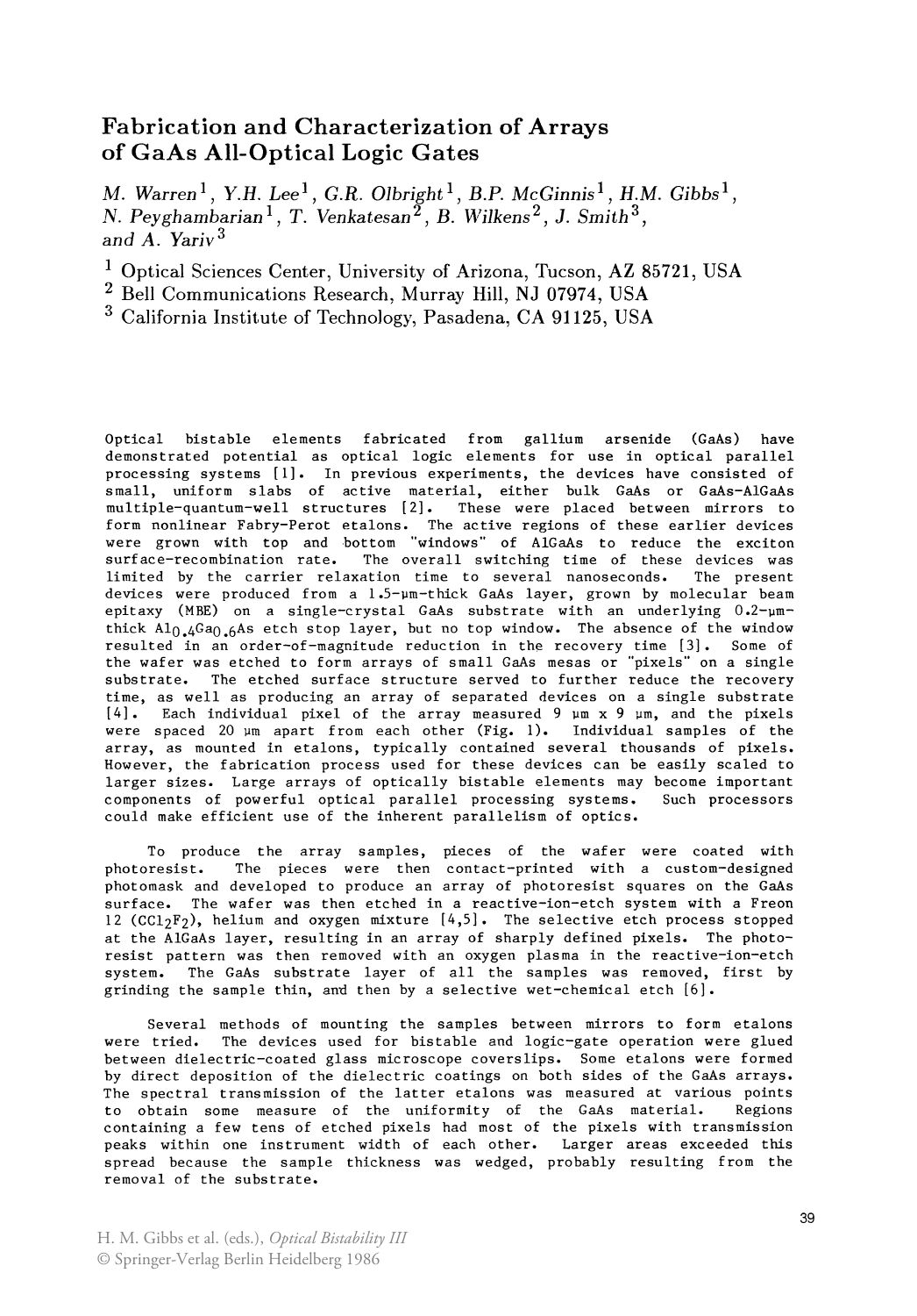# Fabrication and Characterization of Arrays of GaAs All-Optical Logic Gates

*M. Warren*[1], *Y.H. Lee*[1], *G.R. Olbright*[1], *B.P. McGinnis*[1], *H.M. Gibbs*[1], *N. Peyghambarian*[1], *T. Venkatesan*[2], *B. Wilkens*[2], *J. Smith*[3], and *A. Yariv*[3]

[1] Optical Sciences Center, University of Arizona, Tucson, AZ 85721, USA
[2] Bell Communications Research, Murray Hill, NJ 07974, USA
[3] California Institute of Technology, Pasadena, CA 91125, USA

Optical bistable elements fabricated from gallium arsenide (GaAs) have demonstrated potential as optical logic elements for use in optical parallel processing systems [1]. In previous experiments, the devices have consisted of small, uniform slabs of active material, either bulk GaAs or GaAs-AlGaAs multiple-quantum-well structures [2]. These were placed between mirrors to form nonlinear Fabry-Perot etalons. The active regions of these earlier devices were grown with top and bottom "windows" of AlGaAs to reduce the exciton surface-recombination rate. The overall switching time of these devices was limited by the carrier relaxation time to several nanoseconds. The present devices were produced from a 1.5-μm-thick GaAs layer, grown by molecular beam epitaxy (MBE) on a single-crystal GaAs substrate with an underlying 0.2-μm-thick $Al_{0.4}Ga_{0.6}As$ etch stop layer, but no top window. The absence of the window resulted in an order-of-magnitude reduction in the recovery time [3]. Some of the wafer was etched to form arrays of small GaAs mesas or "pixels" on a single substrate. The etched surface structure served to further reduce the recovery time, as well as producing an array of separated devices on a single substrate [4]. Each individual pixel of the array measured 9 μm x 9 μm, and the pixels were spaced 20 μm apart from each other (Fig. 1). Individual samples of the array, as mounted in etalons, typically contained several thousands of pixels. However, the fabrication process used for these devices can be easily scaled to larger sizes. Large arrays of optically bistable elements may become important components of powerful optical parallel processing systems. Such processors could make efficient use of the inherent parallelism of optics.

To produce the array samples, pieces of the wafer were coated with photoresist. The pieces were then contact-printed with a custom-designed photomask and developed to produce an array of photoresist squares on the GaAs surface. The wafer was then etched in a reactive-ion-etch system with a Freon 12 ($CCl_2F_2$), helium and oxygen mixture [4,5]. The selective etch process stopped at the AlGaAs layer, resulting in an array of sharply defined pixels. The photoresist pattern was then removed with an oxygen plasma in the reactive-ion-etch system. The GaAs substrate layer of all the samples was removed, first by grinding the sample thin, and then by a selective wet-chemical etch [6].

Several methods of mounting the samples between mirrors to form etalons were tried. The devices used for bistable and logic-gate operation were glued between dielectric-coated glass microscope coverslips. Some etalons were formed by direct deposition of the dielectric coatings on both sides of the GaAs arrays. The spectral transmission of the latter etalons was measured at various points to obtain some measure of the uniformity of the GaAs material. Regions containing a few tens of etched pixels had most of the pixels with transmission peaks within one instrument width of each other. Larger areas exceeded this spread because the sample thickness was wedged, probably resulting from the removal of the substrate.

H. M. Gibbs et al. (eds.), *Optical Bistability III*
© Springer-Verlag Berlin Heidelberg 1986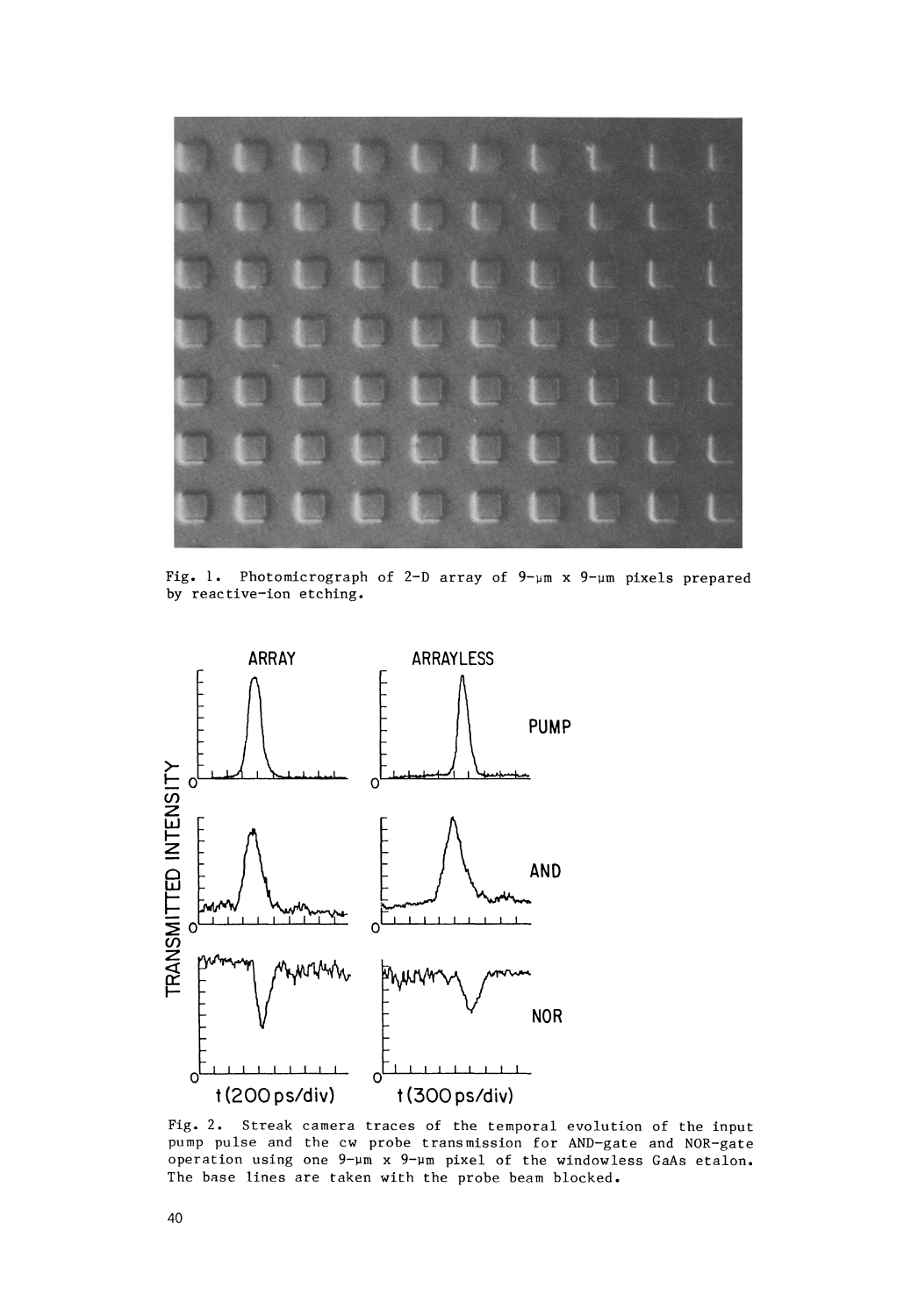Fig. 1. Photomicrograph of 2-D array of 9-μm x 9-μm pixels prepared by reactive-ion etching.

Fig. 2. Streak camera traces of the temporal evolution of the input pump pulse and the cw probe transmission for AND-gate and NOR-gate operation using one 9-μm x 9-μm pixel of the windowless GaAs etalon. The base lines are taken with the probe beam blocked.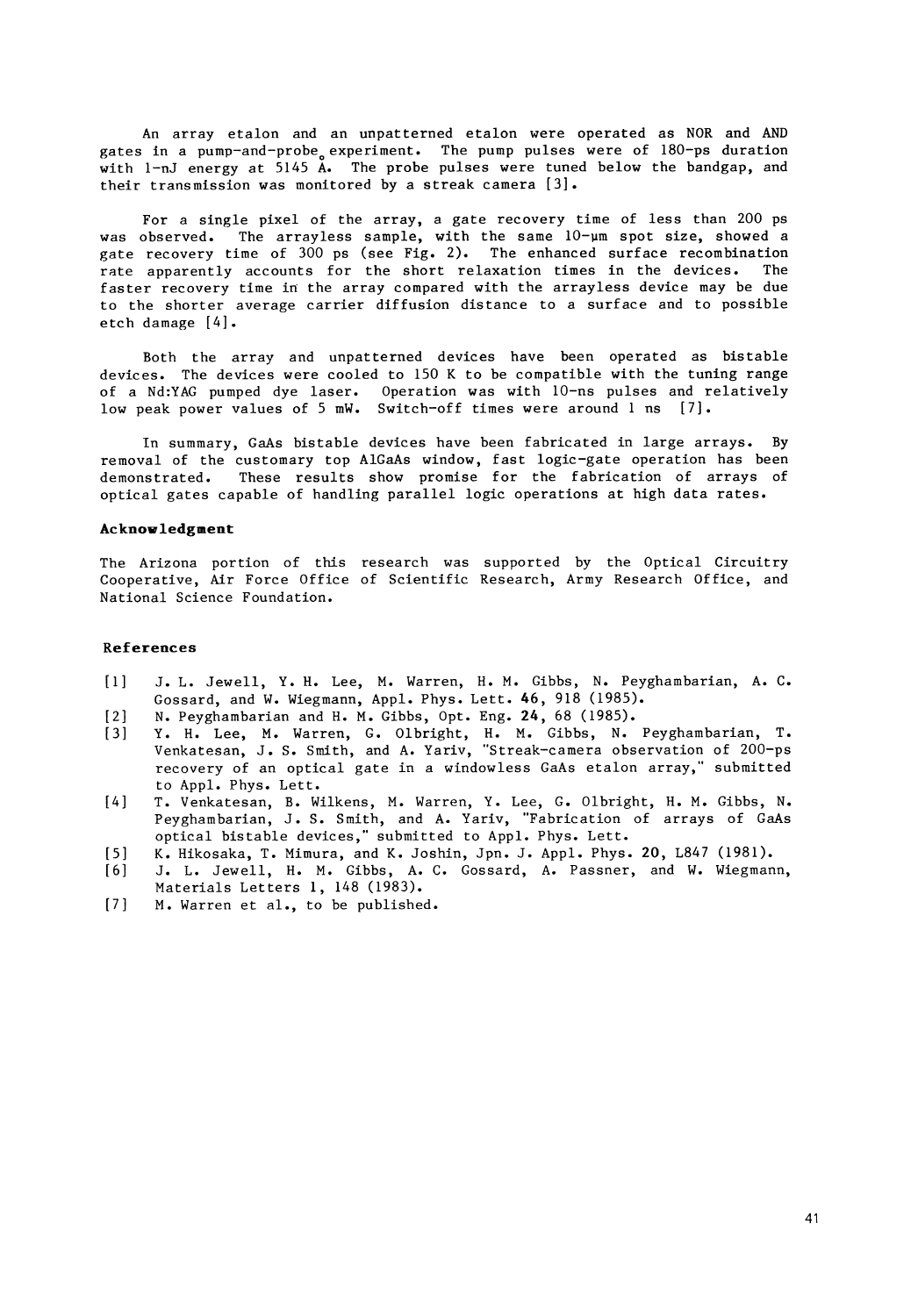An array etalon and an unpatterned etalon were operated as NOR and AND gates in a pump-and-probe experiment. The pump pulses were of 180-ps duration with 1-nJ energy at 5145 Å. The probe pulses were tuned below the bandgap, and their transmission was monitored by a streak camera [3].

For a single pixel of the array, a gate recovery time of less than 200 ps was observed. The arrayless sample, with the same 10-μm spot size, showed a gate recovery time of 300 ps (see Fig. 2). The enhanced surface recombination rate apparently accounts for the short relaxation times in the devices. The faster recovery time in the array compared with the arrayless device may be due to the shorter average carrier diffusion distance to a surface and to possible etch damage [4].

Both the array and unpatterned devices have been operated as bistable devices. The devices were cooled to 150 K to be compatible with the tuning range of a Nd:YAG pumped dye laser. Operation was with 10-ns pulses and relatively low peak power values of 5 mW. Switch-off times were around 1 ns [7].

In summary, GaAs bistable devices have been fabricated in large arrays. By removal of the customary top AlGaAs window, fast logic-gate operation has been demonstrated. These results show promise for the fabrication of arrays of optical gates capable of handling parallel logic operations at high data rates.

### Acknowledgment

The Arizona portion of this research was supported by the Optical Circuitry Cooperative, Air Force Office of Scientific Research, Army Research Office, and National Science Foundation.

### References

[1] J. L. Jewell, Y. H. Lee, M. Warren, H. M. Gibbs, N. Peyghambarian, A. C. Gossard, and W. Wiegmann, Appl. Phys. Lett. **46**, 918 (1985).

[2] N. Peyghambarian and H. M. Gibbs, Opt. Eng. **24**, 68 (1985).

[3] Y. H. Lee, M. Warren, G. Olbright, H. M. Gibbs, N. Peyghambarian, T. Venkatesan, J. S. Smith, and A. Yariv, "Streak-camera observation of 200-ps recovery of an optical gate in a windowless GaAs etalon array," submitted to Appl. Phys. Lett.

[4] T. Venkatesan, B. Wilkens, M. Warren, Y. Lee, G. Olbright, H. M. Gibbs, N. Peyghambarian, J. S. Smith, and A. Yariv, "Fabrication of arrays of GaAs optical bistable devices," submitted to Appl. Phys. Lett.

[5] K. Hikosaka, T. Mimura, and K. Joshin, Jpn. J. Appl. Phys. **20**, L847 (1981).

[6] J. L. Jewell, H. M. Gibbs, A. C. Gossard, A. Passner, and W. Wiegmann, Materials Letters **1**, 148 (1983).

[7] M. Warren et al., to be published.